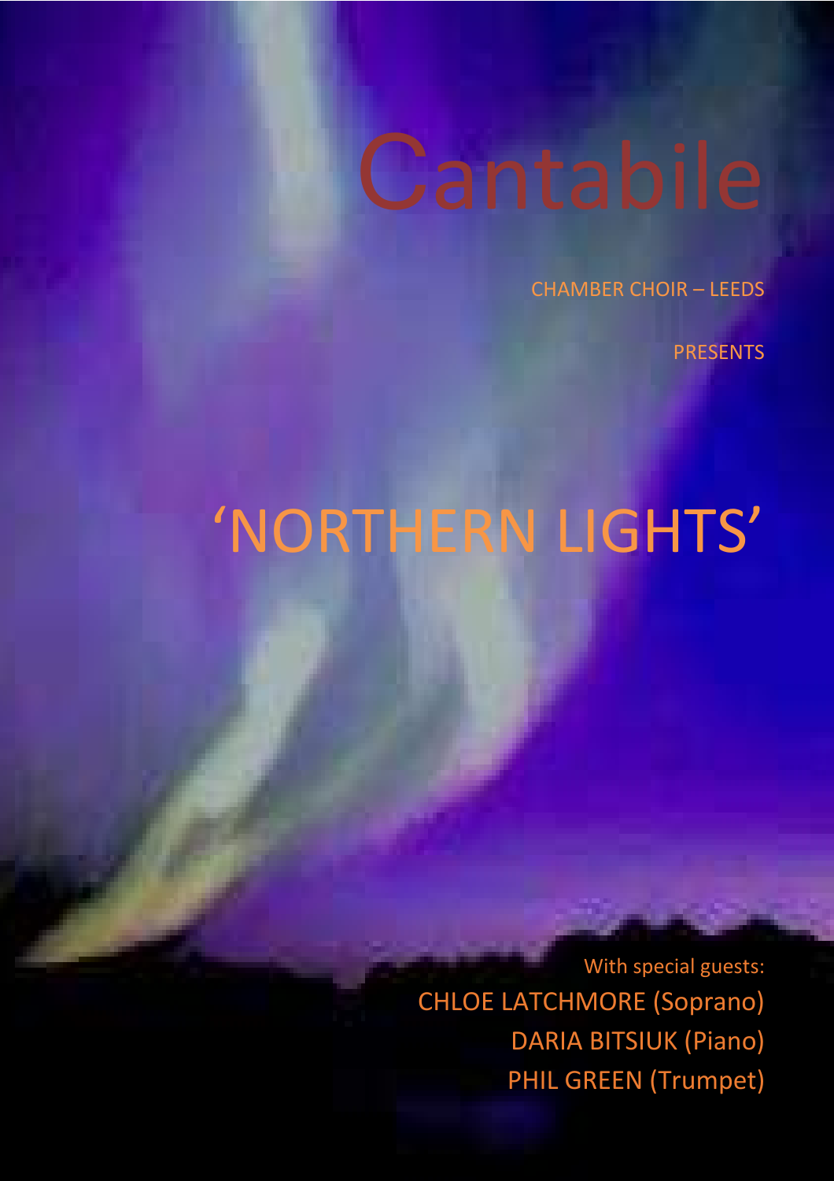# Cantabile

CHAMBER CHOIR – LEEDS

PRESENTS

## 'NORTHERN LIGHTS'

With special guests:

CHLOE LATCHMORE (Soprano)

DARIA BITSIUK (Piano)

PHIL GREEN (Trumpet)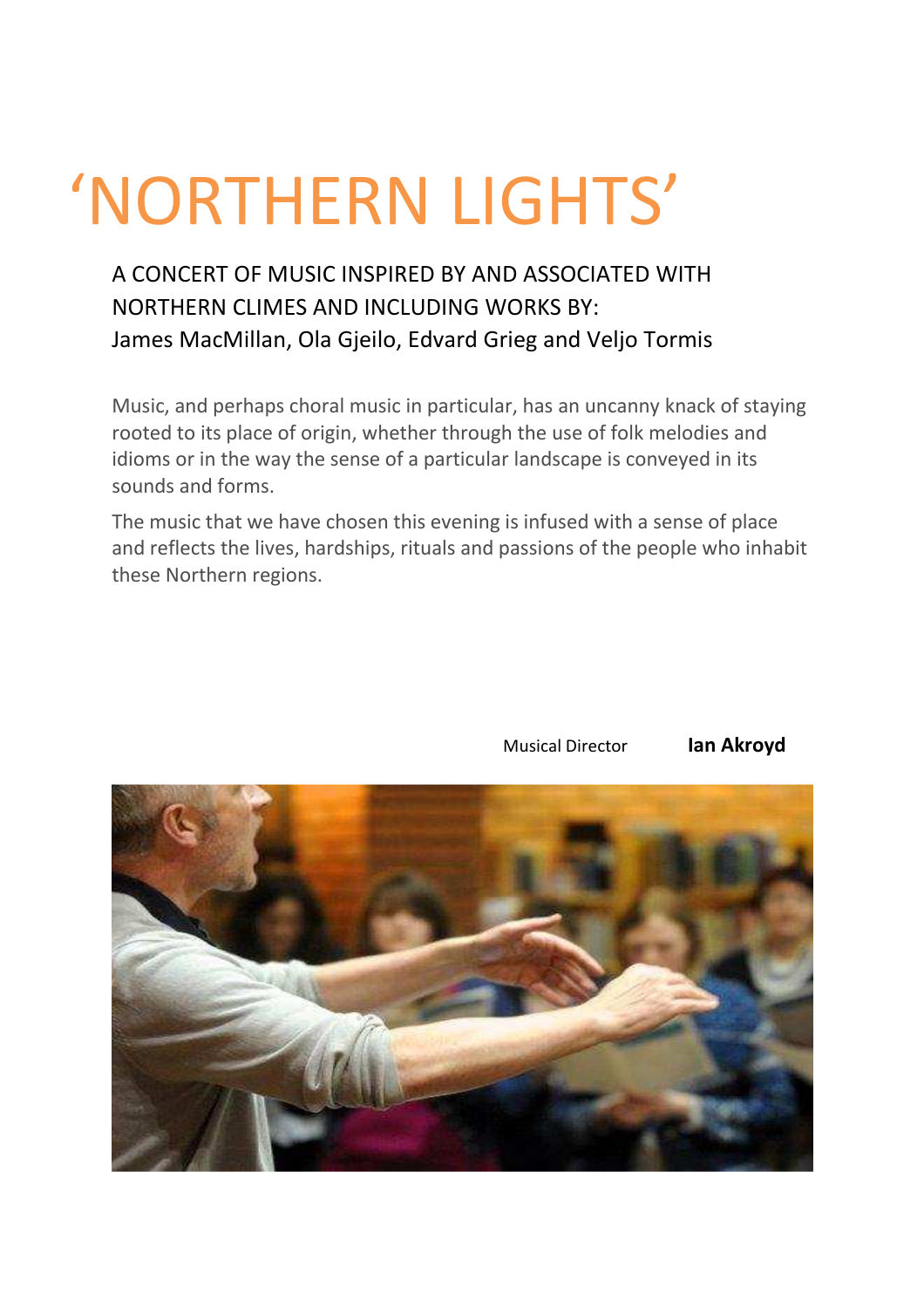# ‘NORTHERN LIGHTS’

A CONCERT OF MUSIC INSPIRED BY AND ASSOCIATED WITH NORTHERN CLIMES AND INCLUDING WORKS BY:
James MacMillan, Ola Gjeilo, Edvard Grieg and Veljo Tormis

Music, and perhaps choral music in particular, has an uncanny knack of staying rooted to its place of origin, whether through the use of folk melodies and idioms or in the way the sense of a particular landscape is conveyed in its sounds and forms.

The music that we have chosen this evening is infused with a sense of place and reflects the lives, hardships, rituals and passions of the people who inhabit these Northern regions.

Musical Director **Ian Akroyd**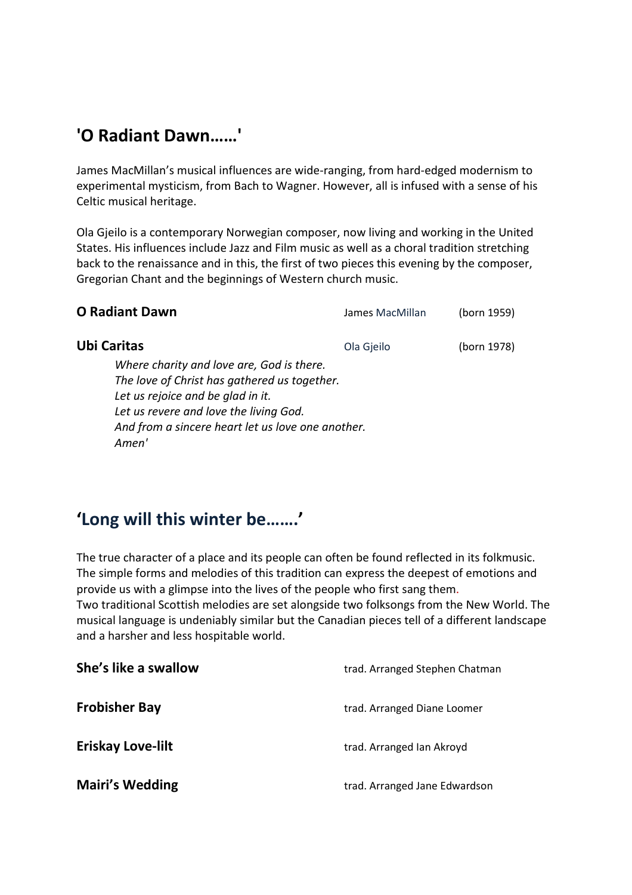## 'O Radiant Dawn……'

James MacMillan's musical influences are wide-ranging, from hard-edged modernism to experimental mysticism, from Bach to Wagner. However, all is infused with a sense of his Celtic musical heritage.

Ola Gjeilo is a contemporary Norwegian composer, now living and working in the United States. His influences include Jazz and Film music as well as a choral tradition stretching back to the renaissance and in this, the first of two pieces this evening by the composer, Gregorian Chant and the beginnings of Western church music.

**O Radiant Dawn** — James MacMillan (born 1959)

**Ubi Caritas** — Ola Gjeilo (born 1978)

*Where charity and love are, God is there.*
*The love of Christ has gathered us together.*
*Let us rejoice and be glad in it.*
*Let us revere and love the living God.*
*And from a sincere heart let us love one another.*
*Amen'*

## 'Long will this winter be…….'

The true character of a place and its people can often be found reflected in its folkmusic. The simple forms and melodies of this tradition can express the deepest of emotions and provide us with a glimpse into the lives of the people who first sang them.
Two traditional Scottish melodies are set alongside two folksongs from the New World. The musical language is undeniably similar but the Canadian pieces tell of a different landscape and a harsher and less hospitable world.

**She's like a swallow** — trad. Arranged Stephen Chatman

**Frobisher Bay** — trad. Arranged Diane Loomer

**Eriskay Love-lilt** — trad. Arranged Ian Akroyd

**Mairi's Wedding** — trad. Arranged Jane Edwardson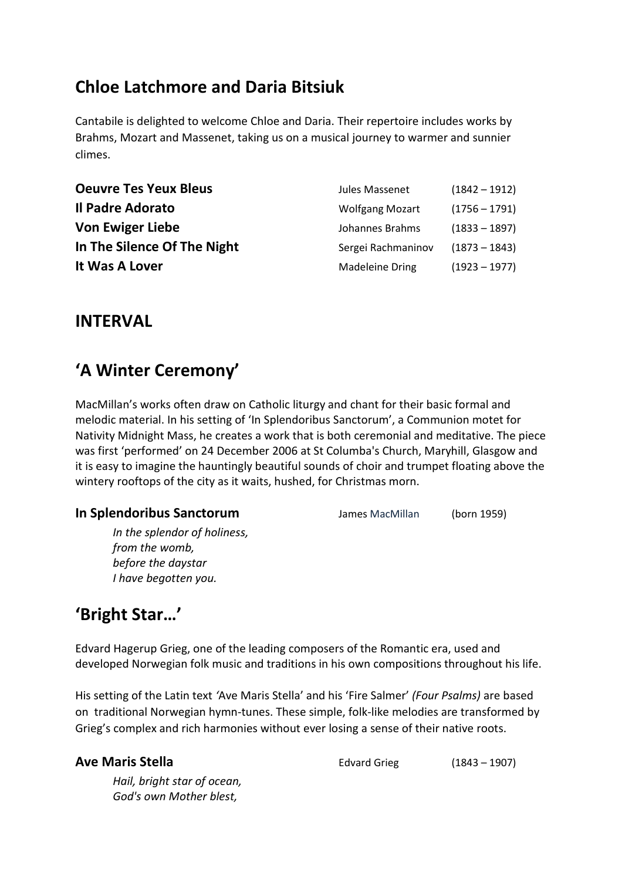## Chloe Latchmore and Daria Bitsiuk

Cantabile is delighted to welcome Chloe and Daria. Their repertoire includes works by Brahms, Mozart and Massenet, taking us on a musical journey to warmer and sunnier climes.

| | | |
|---|---|---|
| **Oeuvre Tes Yeux Bleus** | Jules Massenet | (1842 – 1912) |
| **Il Padre Adorato** | Wolfgang Mozart | (1756 – 1791) |
| **Von Ewiger Liebe** | Johannes Brahms | (1833 – 1897) |
| **In The Silence Of The Night** | Sergei Rachmaninov | (1873 – 1843) |
| **It Was A Lover** | Madeleine Dring | (1923 – 1977) |

## INTERVAL

## 'A Winter Ceremony'

MacMillan's works often draw on Catholic liturgy and chant for their basic formal and melodic material. In his setting of 'In Splendoribus Sanctorum', a Communion motet for Nativity Midnight Mass, he creates a work that is both ceremonial and meditative. The piece was first 'performed' on 24 December 2006 at St Columba's Church, Maryhill, Glasgow and it is easy to imagine the hauntingly beautiful sounds of choir and trumpet floating above the wintery rooftops of the city as it waits, hushed, for Christmas morn.

**In Splendoribus Sanctorum** — James MacMillan (born 1959)

> *In the splendor of holiness,*
> *from the womb,*
> *before the daystar*
> *I have begotten you.*

## 'Bright Star…'

Edvard Hagerup Grieg, one of the leading composers of the Romantic era, used and developed Norwegian folk music and traditions in his own compositions throughout his life.

His setting of the Latin text 'Ave Maris Stella' and his 'Fire Salmer' *(Four Psalms)* are based on traditional Norwegian hymn-tunes. These simple, folk-like melodies are transformed by Grieg's complex and rich harmonies without ever losing a sense of their native roots.

**Ave Maris Stella** — Edvard Grieg (1843 – 1907)

> *Hail, bright star of ocean,*
> *God's own Mother blest,*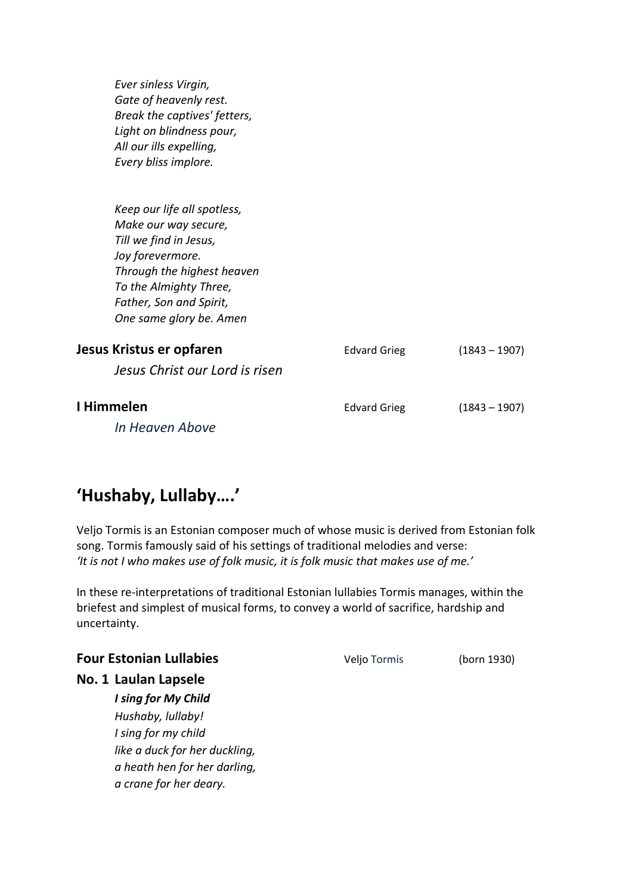*Ever sinless Virgin,*
*Gate of heavenly rest.*
*Break the captives' fetters,*
*Light on blindness pour,*
*All our ills expelling,*
*Every bliss implore.*

*Keep our life all spotless,*
*Make our way secure,*
*Till we find in Jesus,*
*Joy forevermore.*
*Through the highest heaven*
*To the Almighty Three,*
*Father, Son and Spirit,*
*One same glory be. Amen*

**Jesus Kristus er opfaren** — Edvard Grieg (1843 – 1907)

*Jesus Christ our Lord is risen*

**I Himmelen** — Edvard Grieg (1843 – 1907)

*In Heaven Above*

## 'Hushaby, Lullaby….'

Veljo Tormis is an Estonian composer much of whose music is derived from Estonian folk song. Tormis famously said of his settings of traditional melodies and verse:
*'It is not I who makes use of folk music, it is folk music that makes use of me.'*

In these re-interpretations of traditional Estonian lullabies Tormis manages, within the briefest and simplest of musical forms, to convey a world of sacrifice, hardship and uncertainty.

**Four Estonian Lullabies** — Veljo Tormis (born 1930)

**No. 1 Laulan Lapsele**

***I sing for My Child***
*Hushaby, lullaby!*
*I sing for my child*
*like a duck for her duckling,*
*a heath hen for her darling,*
*a crane for her deary.*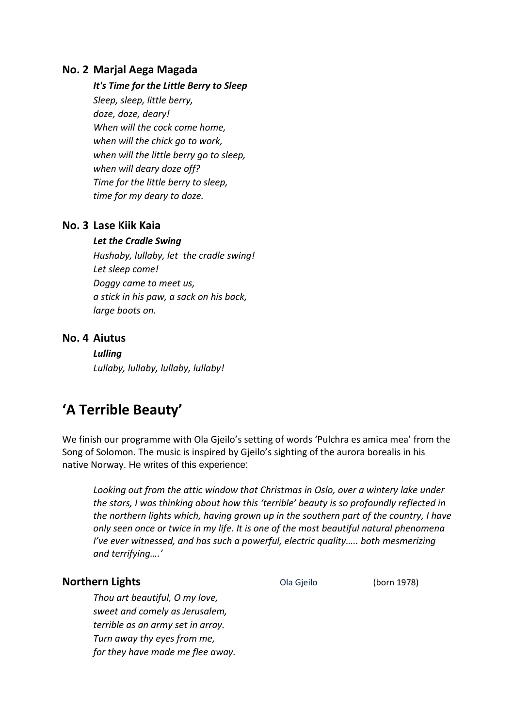### No. 2 Marjal Aega Magada

***It's Time for the Little Berry to Sleep***

*Sleep, sleep, little berry,*
*doze, doze, deary!*
*When will the cock come home,*
*when will the chick go to work,*
*when will the little berry go to sleep,*
*when will deary doze off?*
*Time for the little berry to sleep,*
*time for my deary to doze.*

### No. 3 Lase Kiik Kaia

***Let the Cradle Swing***

*Hushaby, lullaby, let the cradle swing!*
*Let sleep come!*
*Doggy came to meet us,*
*a stick in his paw, a sack on his back,*
*large boots on.*

### No. 4 Aiutus

***Lulling***

*Lullaby, lullaby, lullaby, lullaby!*

## 'A Terrible Beauty'

We finish our programme with Ola Gjeilo's setting of words 'Pulchra es amica mea' from the Song of Solomon. The music is inspired by Gjeilo's sighting of the aurora borealis in his native Norway. He writes of this experience:

> *Looking out from the attic window that Christmas in Oslo, over a wintery lake under the stars, I was thinking about how this 'terrible' beauty is so profoundly reflected in the northern lights which, having grown up in the southern part of the country, I have only seen once or twice in my life. It is one of the most beautiful natural phenomena I've ever witnessed, and has such a powerful, electric quality….. both mesmerizing and terrifying….'*

### Northern Lights

Ola Gjeilo (born 1978)

*Thou art beautiful, O my love,*
*sweet and comely as Jerusalem,*
*terrible as an army set in array.*
*Turn away thy eyes from me,*
*for they have made me flee away.*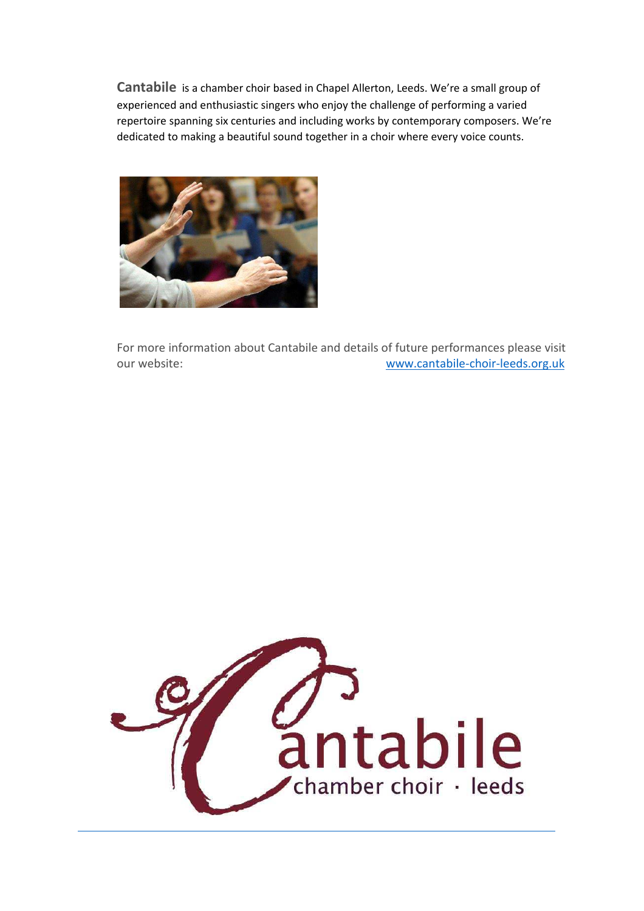**Cantabile** is a chamber choir based in Chapel Allerton, Leeds. We're a small group of experienced and enthusiastic singers who enjoy the challenge of performing a varied repertoire spanning six centuries and including works by contemporary composers. We're dedicated to making a beautiful sound together in a choir where every voice counts.

For more information about Cantabile and details of future performances please visit our website: www.cantabile-choir-leeds.org.uk

Cantabile

chamber choir · leeds